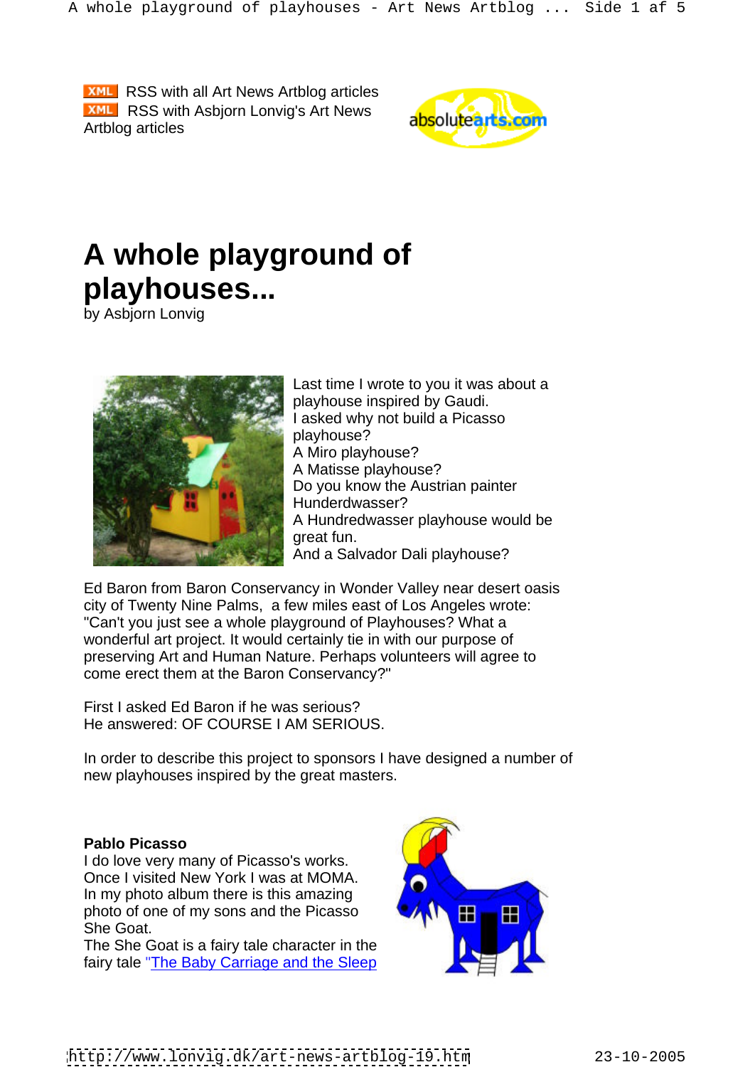XML RSS with all Art News Artblog articles
XML RSS with Asbjorn Lonvig's Art News Artblog articles

# A whole playground of playhouses...

by Asbjorn Lonvig

Last time I wrote to you it was about a playhouse inspired by Gaudi.
I asked why not build a Picasso playhouse?
A Miro playhouse?
A Matisse playhouse?
Do you know the Austrian painter Hunderdwasser?
A Hundredwasser playhouse would be great fun.
And a Salvador Dali playhouse?

Ed Baron from Baron Conservancy in Wonder Valley near desert oasis city of Twenty Nine Palms, a few miles east of Los Angeles wrote: "Can't you just see a whole playground of Playhouses? What a wonderful art project. It would certainly tie in with our purpose of preserving Art and Human Nature. Perhaps volunteers will agree to come erect them at the Baron Conservancy?"

First I asked Ed Baron if he was serious?
He answered: OF COURSE I AM SERIOUS.

In order to describe this project to sponsors I have designed a number of new playhouses inspired by the great masters.

**Pablo Picasso**
I do love very many of Picasso's works.
Once I visited New York I was at MOMA.
In my photo album there is this amazing photo of one of my sons and the Picasso She Goat.
The She Goat is a fairy tale character in the fairy tale "The Baby Carriage and the Sleep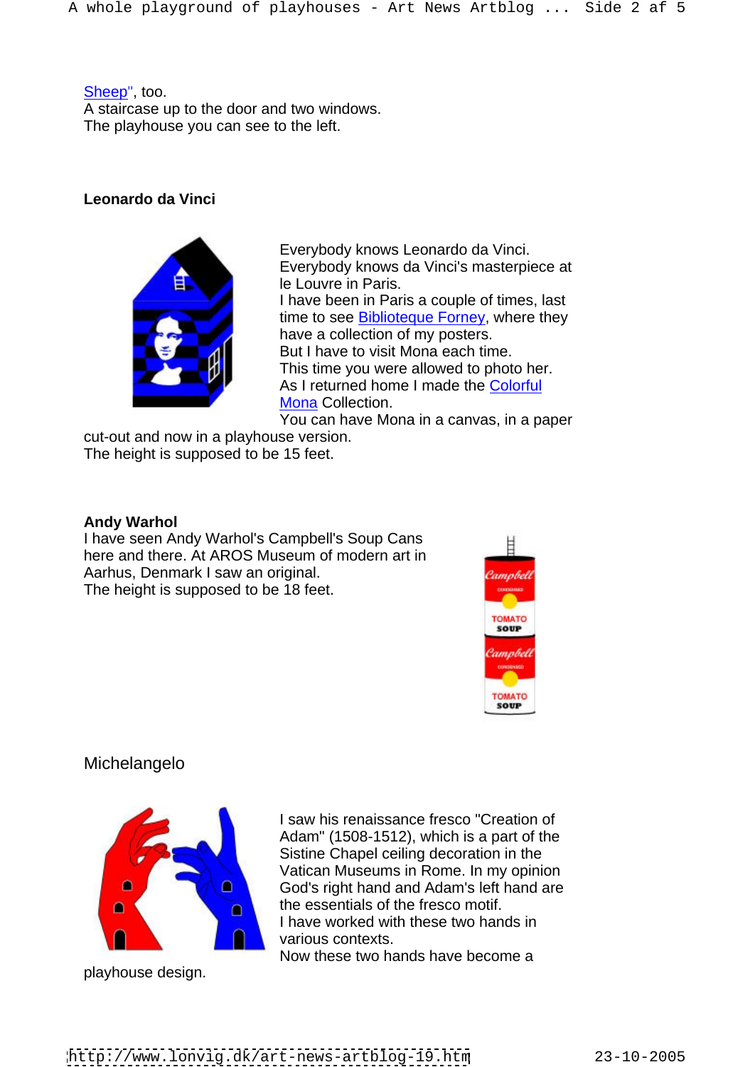Sheep", too.
A staircase up to the door and two windows.
The playhouse you can see to the left.

**Leonardo da Vinci**

Everybody knows Leonardo da Vinci.
Everybody knows da Vinci's masterpiece at le Louvre in Paris.
I have been in Paris a couple of times, last time to see Biblioteque Forney, where they have a collection of my posters.
But I have to visit Mona each time.
This time you were allowed to photo her.
As I returned home I made the Colorful Mona Collection.
You can have Mona in a canvas, in a paper cut-out and now in a playhouse version.
The height is supposed to be 15 feet.

**Andy Warhol**

I have seen Andy Warhol's Campbell's Soup Cans here and there. At AROS Museum of modern art in Aarhus, Denmark I saw an original.
The height is supposed to be 18 feet.

Michelangelo

I saw his renaissance fresco "Creation of Adam" (1508-1512), which is a part of the Sistine Chapel ceiling decoration in the Vatican Museums in Rome. In my opinion God's right hand and Adam's left hand are the essentials of the fresco motif.
I have worked with these two hands in various contexts.
Now these two hands have become a playhouse design.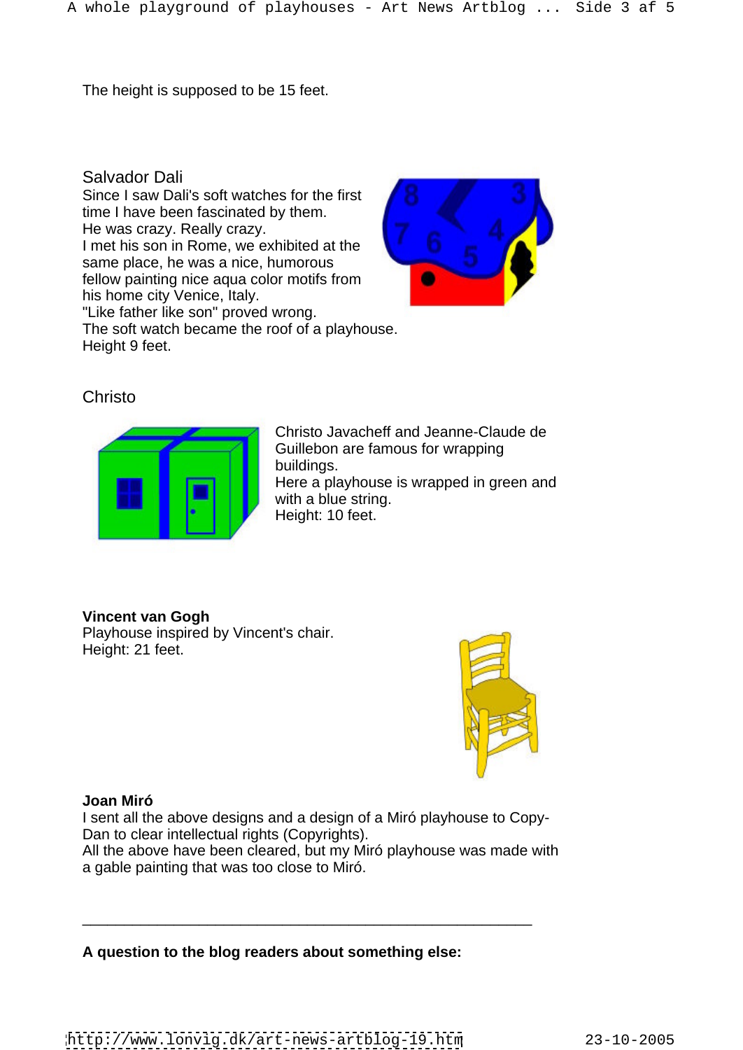The height is supposed to be 15 feet.

Salvador Dali
Since I saw Dali's soft watches for the first time I have been fascinated by them.
He was crazy. Really crazy.
I met his son in Rome, we exhibited at the same place, he was a nice, humorous fellow painting nice aqua color motifs from his home city Venice, Italy.
"Like father like son" proved wrong.
The soft watch became the roof of a playhouse.
Height 9 feet.

Christo

Christo Javacheff and Jeanne-Claude de Guillebon are famous for wrapping buildings.
Here a playhouse is wrapped in green and with a blue string.
Height: 10 feet.

**Vincent van Gogh**
Playhouse inspired by Vincent's chair.
Height: 21 feet.

**Joan Miró**
I sent all the above designs and a design of a Miró playhouse to Copy-Dan to clear intellectual rights (Copyrights).
All the above have been cleared, but my Miró playhouse was made with a gable painting that was too close to Miró.

---

**A question to the blog readers about something else:**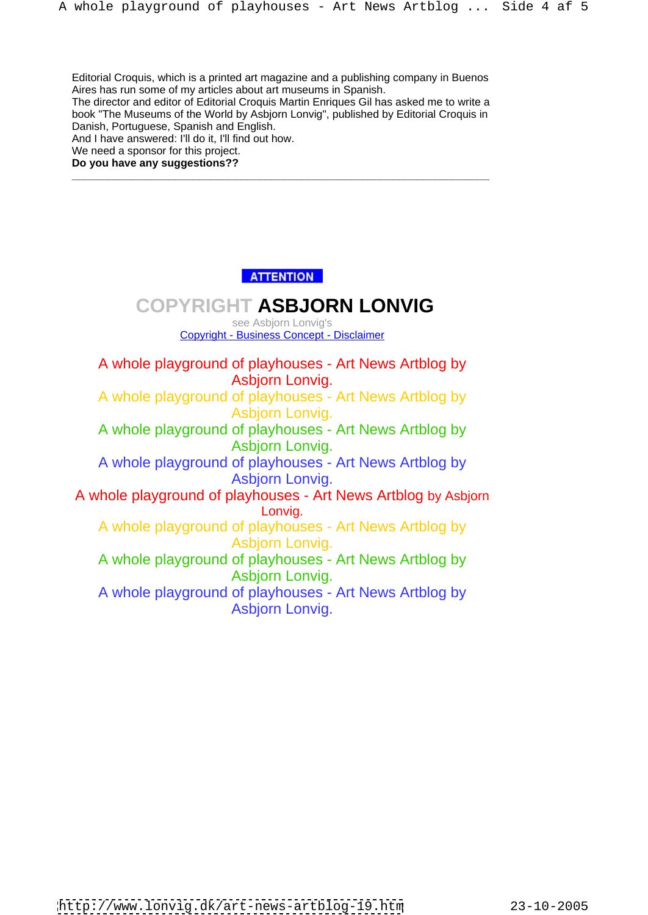Editorial Croquis, which is a printed art magazine and a publishing company in Buenos Aires has run some of my articles about art museums in Spanish.
The director and editor of Editorial Croquis Martin Enriques Gil has asked me to write a book "The Museums of the World by Asbjorn Lonvig", published by Editorial Croquis in Danish, Portuguese, Spanish and English.
And I have answered: I'll do it, I'll find out how.
We need a sponsor for this project.
**Do you have any suggestions??**

---

**ATTENTION**

## COPYRIGHT **ASBJORN LONVIG**

see Asbjorn Lonvig's
[Copyright - Business Concept - Disclaimer]

A whole playground of playhouses - Art News Artblog by Asbjorn Lonvig.
A whole playground of playhouses - Art News Artblog by Asbjorn Lonvig.
A whole playground of playhouses - Art News Artblog by Asbjorn Lonvig.
A whole playground of playhouses - Art News Artblog by Asbjorn Lonvig.
A whole playground of playhouses - Art News Artblog by Asbjorn Lonvig.
A whole playground of playhouses - Art News Artblog by Asbjorn Lonvig.
A whole playground of playhouses - Art News Artblog by Asbjorn Lonvig.
A whole playground of playhouses - Art News Artblog by Asbjorn Lonvig.